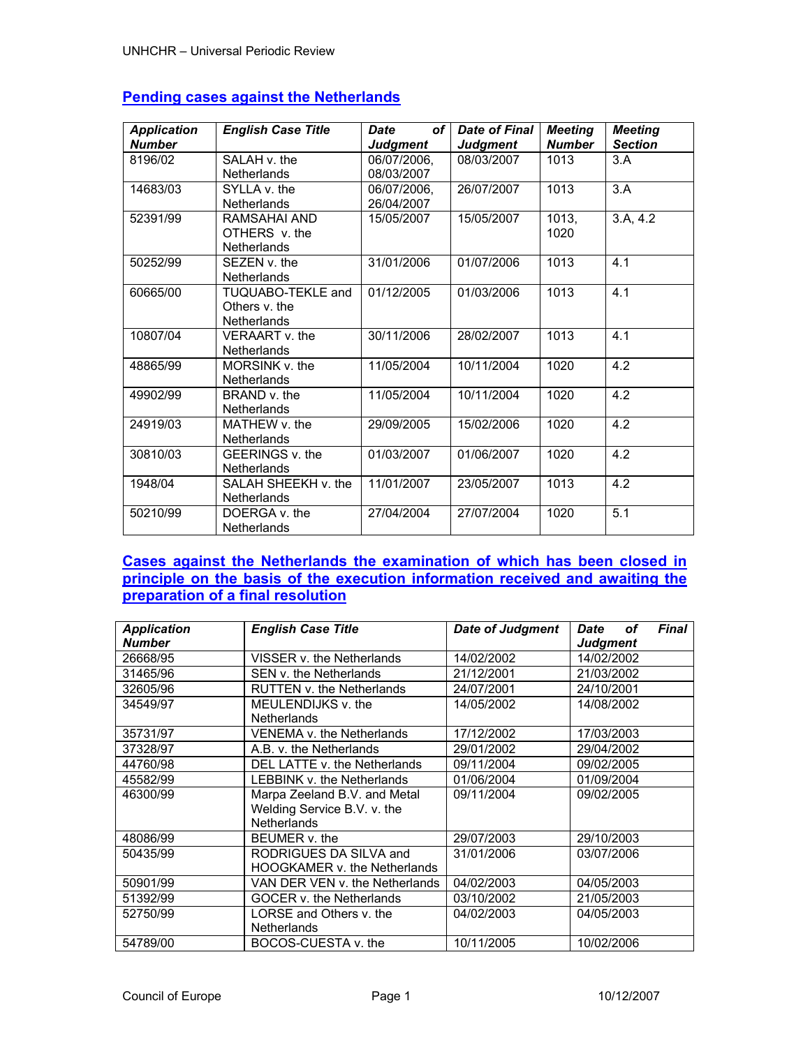## Pending cases against the Netherlands

| Application Number | English Case Title | Date of Judgment | Date of Final Judgment | Meeting Number | Meeting Section |
|---|---|---|---|---|---|
| 8196/02 | SALAH v. the Netherlands | 06/07/2006, 08/03/2007 | 08/03/2007 | 1013 | 3.A |
| 14683/03 | SYLLA v. the Netherlands | 06/07/2006, 26/04/2007 | 26/07/2007 | 1013 | 3.A |
| 52391/99 | RAMSAHAI AND OTHERS v. the Netherlands | 15/05/2007 | 15/05/2007 | 1013, 1020 | 3.A, 4.2 |
| 50252/99 | SEZEN v. the Netherlands | 31/01/2006 | 01/07/2006 | 1013 | 4.1 |
| 60665/00 | TUQUABO-TEKLE and Others v. the Netherlands | 01/12/2005 | 01/03/2006 | 1013 | 4.1 |
| 10807/04 | VERAART v. the Netherlands | 30/11/2006 | 28/02/2007 | 1013 | 4.1 |
| 48865/99 | MORSINK v. the Netherlands | 11/05/2004 | 10/11/2004 | 1020 | 4.2 |
| 49902/99 | BRAND v. the Netherlands | 11/05/2004 | 10/11/2004 | 1020 | 4.2 |
| 24919/03 | MATHEW v. the Netherlands | 29/09/2005 | 15/02/2006 | 1020 | 4.2 |
| 30810/03 | GEERINGS v. the Netherlands | 01/03/2007 | 01/06/2007 | 1020 | 4.2 |
| 1948/04 | SALAH SHEEKH v. the Netherlands | 11/01/2007 | 23/05/2007 | 1013 | 4.2 |
| 50210/99 | DOERGA v. the Netherlands | 27/04/2004 | 27/07/2004 | 1020 | 5.1 |

## Cases against the Netherlands the examination of which has been closed in principle on the basis of the execution information received and awaiting the preparation of a final resolution

| Application Number | English Case Title | Date of Judgment | Date of Final Judgment |
|---|---|---|---|
| 26668/95 | VISSER v. the Netherlands | 14/02/2002 | 14/02/2002 |
| 31465/96 | SEN v. the Netherlands | 21/12/2001 | 21/03/2002 |
| 32605/96 | RUTTEN v. the Netherlands | 24/07/2001 | 24/10/2001 |
| 34549/97 | MEULENDIJKS v. the Netherlands | 14/05/2002 | 14/08/2002 |
| 35731/97 | VENEMA v. the Netherlands | 17/12/2002 | 17/03/2003 |
| 37328/97 | A.B. v. the Netherlands | 29/01/2002 | 29/04/2002 |
| 44760/98 | DEL LATTE v. the Netherlands | 09/11/2004 | 09/02/2005 |
| 45582/99 | LEBBINK v. the Netherlands | 01/06/2004 | 01/09/2004 |
| 46300/99 | Marpa Zeeland B.V. and Metal Welding Service B.V. v. the Netherlands | 09/11/2004 | 09/02/2005 |
| 48086/99 | BEUMER v. the | 29/07/2003 | 29/10/2003 |
| 50435/99 | RODRIGUES DA SILVA and HOOGKAMER v. the Netherlands | 31/01/2006 | 03/07/2006 |
| 50901/99 | VAN DER VEN v. the Netherlands | 04/02/2003 | 04/05/2003 |
| 51392/99 | GOCER v. the Netherlands | 03/10/2002 | 21/05/2003 |
| 52750/99 | LORSE and Others v. the Netherlands | 04/02/2003 | 04/05/2003 |
| 54789/00 | BOCOS-CUESTA v. the | 10/11/2005 | 10/02/2006 |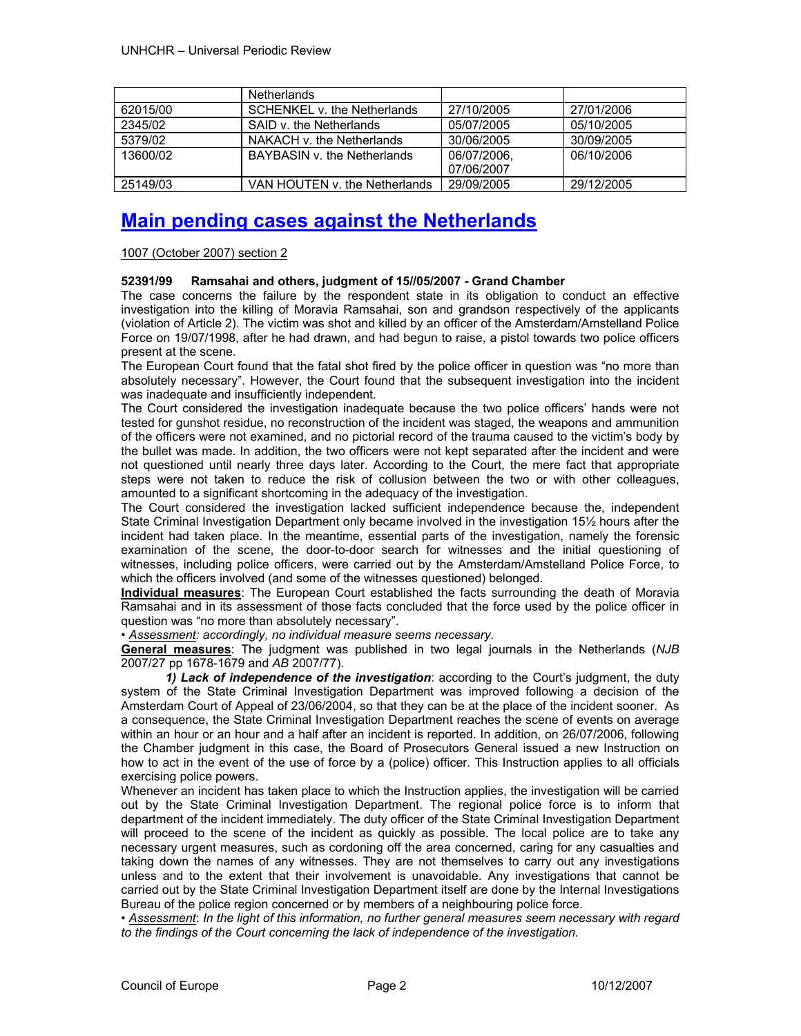| | Netherlands | | |
|---|---|---|---|
| 62015/00 | SCHENKEL v. the Netherlands | 27/10/2005 | 27/01/2006 |
| 2345/02 | SAID v. the Netherlands | 05/07/2005 | 05/10/2005 |
| 5379/02 | NAKACH v. the Netherlands | 30/06/2005 | 30/09/2005 |
| 13600/02 | BAYBASIN v. the Netherlands | 06/07/2006, 07/06/2007 | 06/10/2006 |
| 25149/03 | VAN HOUTEN v. the Netherlands | 29/09/2005 | 29/12/2005 |

# Main pending cases against the Netherlands

1007 (October 2007) section 2

**52391/99 Ramsahai and others, judgment of 15//05/2007 - Grand Chamber**

The case concerns the failure by the respondent state in its obligation to conduct an effective investigation into the killing of Moravia Ramsahai, son and grandson respectively of the applicants (violation of Article 2). The victim was shot and killed by an officer of the Amsterdam/Amstelland Police Force on 19/07/1998, after he had drawn, and had begun to raise, a pistol towards two police officers present at the scene.

The European Court found that the fatal shot fired by the police officer in question was "no more than absolutely necessary". However, the Court found that the subsequent investigation into the incident was inadequate and insufficiently independent.

The Court considered the investigation inadequate because the two police officers' hands were not tested for gunshot residue, no reconstruction of the incident was staged, the weapons and ammunition of the officers were not examined, and no pictorial record of the trauma caused to the victim's body by the bullet was made. In addition, the two officers were not kept separated after the incident and were not questioned until nearly three days later. According to the Court, the mere fact that appropriate steps were not taken to reduce the risk of collusion between the two or with other colleagues, amounted to a significant shortcoming in the adequacy of the investigation.

The Court considered the investigation lacked sufficient independence because the, independent State Criminal Investigation Department only became involved in the investigation 15½ hours after the incident had taken place. In the meantime, essential parts of the investigation, namely the forensic examination of the scene, the door-to-door search for witnesses and the initial questioning of witnesses, including police officers, were carried out by the Amsterdam/Amstelland Police Force, to which the officers involved (and some of the witnesses questioned) belonged.

**Individual measures**: The European Court established the facts surrounding the death of Moravia Ramsahai and in its assessment of those facts concluded that the force used by the police officer in question was "no more than absolutely necessary".

• *Assessment: accordingly, no individual measure seems necessary.*

**General measures**: The judgment was published in two legal journals in the Netherlands (*NJB* 2007/27 pp 1678-1679 and *AB* 2007/77).

***1) Lack of independence of the investigation***: according to the Court's judgment, the duty system of the State Criminal Investigation Department was improved following a decision of the Amsterdam Court of Appeal of 23/06/2004, so that they can be at the place of the incident sooner. As a consequence, the State Criminal Investigation Department reaches the scene of events on average within an hour or an hour and a half after an incident is reported. In addition, on 26/07/2006, following the Chamber judgment in this case, the Board of Prosecutors General issued a new Instruction on how to act in the event of the use of force by a (police) officer. This Instruction applies to all officials exercising police powers.

Whenever an incident has taken place to which the Instruction applies, the investigation will be carried out by the State Criminal Investigation Department. The regional police force is to inform that department of the incident immediately. The duty officer of the State Criminal Investigation Department will proceed to the scene of the incident as quickly as possible. The local police are to take any necessary urgent measures, such as cordoning off the area concerned, caring for any casualties and taking down the names of any witnesses. They are not themselves to carry out any investigations unless and to the extent that their involvement is unavoidable. Any investigations that cannot be carried out by the State Criminal Investigation Department itself are done by the Internal Investigations Bureau of the police region concerned or by members of a neighbouring police force.

• *Assessment: In the light of this information, no further general measures seem necessary with regard to the findings of the Court concerning the lack of independence of the investigation.*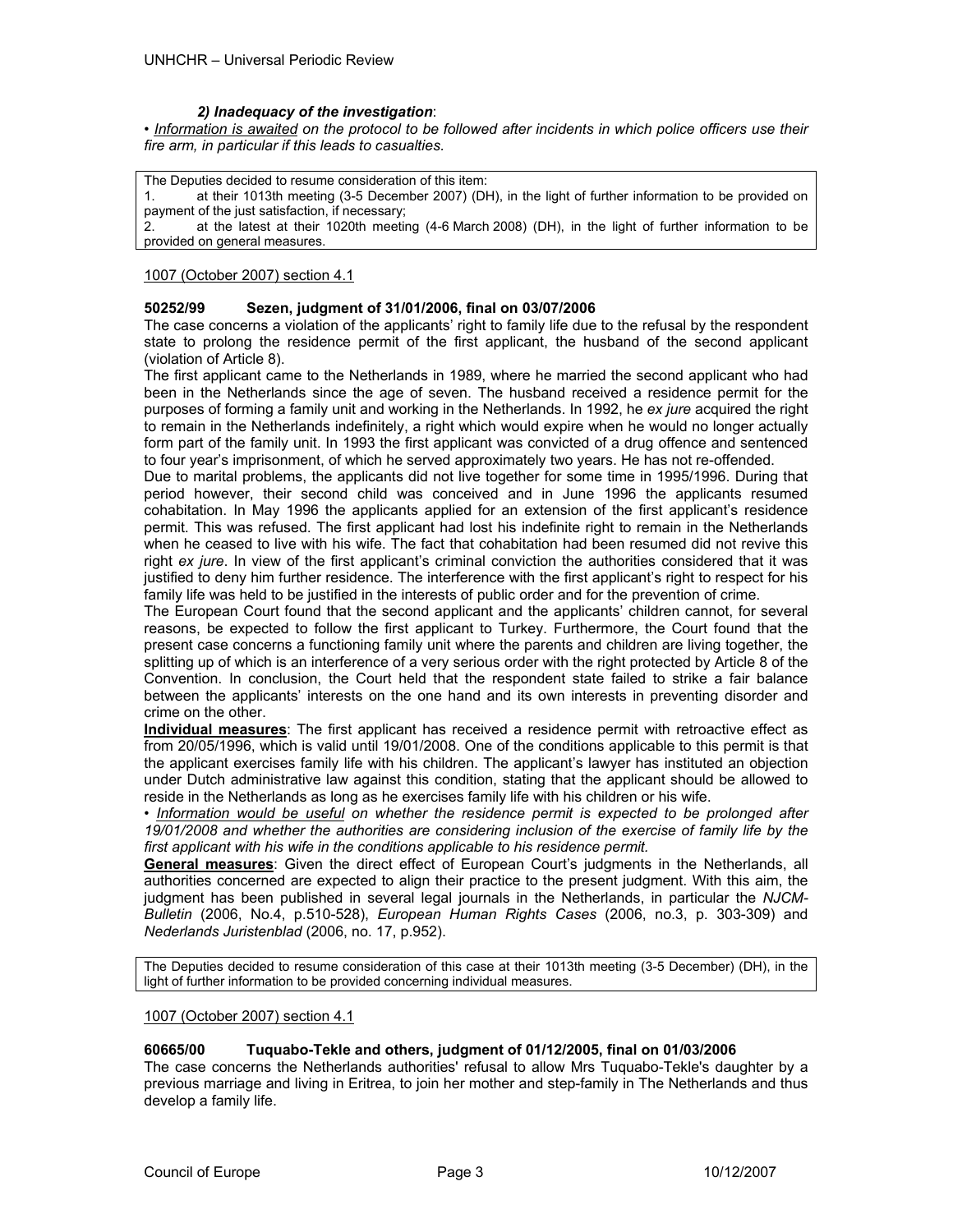***2) Inadequacy of the investigation***:

• *<u>Information is awaited</u> on the protocol to be followed after incidents in which police officers use their fire arm, in particular if this leads to casualties.*

| The Deputies decided to resume consideration of this item:<br>1. at their 1013th meeting (3-5 December 2007) (DH), in the light of further information to be provided on payment of the just satisfaction, if necessary;<br>2. at the latest at their 1020th meeting (4-6 March 2008) (DH), in the light of further information to be provided on general measures. |
|---|

<u>1007 (October 2007) section 4.1</u>

**50252/99 Sezen, judgment of 31/01/2006, final on 03/07/2006**

The case concerns a violation of the applicants' right to family life due to the refusal by the respondent state to prolong the residence permit of the first applicant, the husband of the second applicant (violation of Article 8).

The first applicant came to the Netherlands in 1989, where he married the second applicant who had been in the Netherlands since the age of seven. The husband received a residence permit for the purposes of forming a family unit and working in the Netherlands. In 1992, he *ex jure* acquired the right to remain in the Netherlands indefinitely, a right which would expire when he would no longer actually form part of the family unit. In 1993 the first applicant was convicted of a drug offence and sentenced to four year's imprisonment, of which he served approximately two years. He has not re-offended.

Due to marital problems, the applicants did not live together for some time in 1995/1996. During that period however, their second child was conceived and in June 1996 the applicants resumed cohabitation. In May 1996 the applicants applied for an extension of the first applicant's residence permit. This was refused. The first applicant had lost his indefinite right to remain in the Netherlands when he ceased to live with his wife. The fact that cohabitation had been resumed did not revive this right *ex jure*. In view of the first applicant's criminal conviction the authorities considered that it was justified to deny him further residence. The interference with the first applicant's right to respect for his family life was held to be justified in the interests of public order and for the prevention of crime.

The European Court found that the second applicant and the applicants' children cannot, for several reasons, be expected to follow the first applicant to Turkey. Furthermore, the Court found that the present case concerns a functioning family unit where the parents and children are living together, the splitting up of which is an interference of a very serious order with the right protected by Article 8 of the Convention. In conclusion, the Court held that the respondent state failed to strike a fair balance between the applicants' interests on the one hand and its own interests in preventing disorder and crime on the other.

<u>**Individual measures**</u>: The first applicant has received a residence permit with retroactive effect as from 20/05/1996, which is valid until 19/01/2008. One of the conditions applicable to this permit is that the applicant exercises family life with his children. The applicant's lawyer has instituted an objection under Dutch administrative law against this condition, stating that the applicant should be allowed to reside in the Netherlands as long as he exercises family life with his children or his wife.

• *<u>Information would be useful</u> on whether the residence permit is expected to be prolonged after 19/01/2008 and whether the authorities are considering inclusion of the exercise of family life by the first applicant with his wife in the conditions applicable to his residence permit.*

<u>**General measures**</u>: Given the direct effect of European Court's judgments in the Netherlands, all authorities concerned are expected to align their practice to the present judgment. With this aim, the judgment has been published in several legal journals in the Netherlands, in particular the *NJCM-Bulletin* (2006, No.4, p.510-528), *European Human Rights Cases* (2006, no.3, p. 303-309) and *Nederlands Juristenblad* (2006, no. 17, p.952).

| The Deputies decided to resume consideration of this case at their 1013th meeting (3-5 December) (DH), in the light of further information to be provided concerning individual measures. |
|---|

<u>1007 (October 2007) section 4.1</u>

**60665/00 Tuquabo-Tekle and others, judgment of 01/12/2005, final on 01/03/2006**

The case concerns the Netherlands authorities' refusal to allow Mrs Tuquabo-Tekle's daughter by a previous marriage and living in Eritrea, to join her mother and step-family in The Netherlands and thus develop a family life.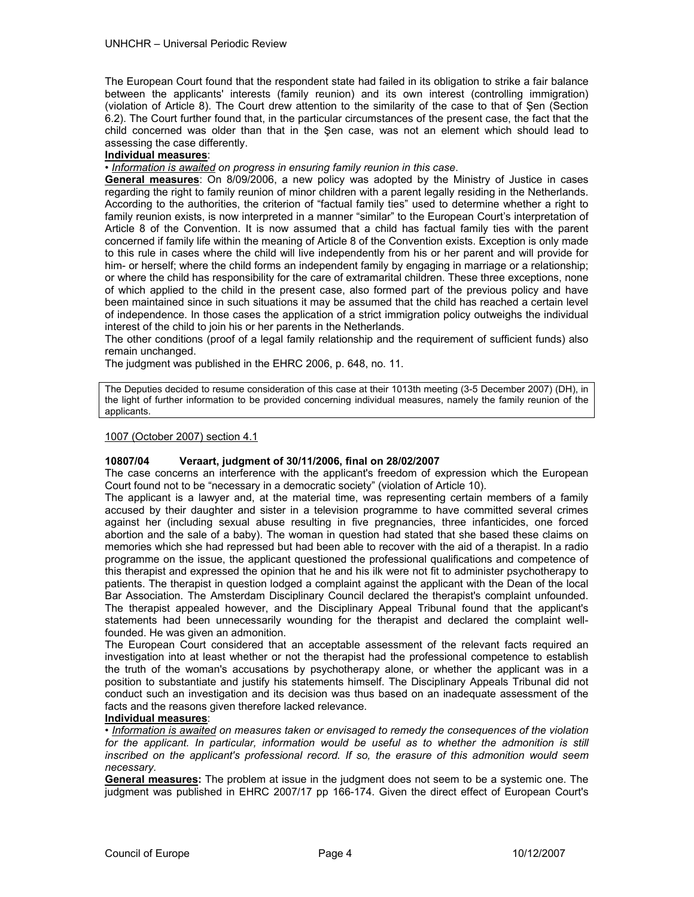The European Court found that the respondent state had failed in its obligation to strike a fair balance between the applicants' interests (family reunion) and its own interest (controlling immigration) (violation of Article 8). The Court drew attention to the similarity of the case to that of Şen (Section 6.2). The Court further found that, in the particular circumstances of the present case, the fact that the child concerned was older than that in the Şen case, was not an element which should lead to assessing the case differently.

**Individual measures**:

• *Information is awaited on progress in ensuring family reunion in this case*.

**General measures**: On 8/09/2006, a new policy was adopted by the Ministry of Justice in cases regarding the right to family reunion of minor children with a parent legally residing in the Netherlands. According to the authorities, the criterion of "factual family ties" used to determine whether a right to family reunion exists, is now interpreted in a manner "similar" to the European Court's interpretation of Article 8 of the Convention. It is now assumed that a child has factual family ties with the parent concerned if family life within the meaning of Article 8 of the Convention exists. Exception is only made to this rule in cases where the child will live independently from his or her parent and will provide for him- or herself; where the child forms an independent family by engaging in marriage or a relationship; or where the child has responsibility for the care of extramarital children. These three exceptions, none of which applied to the child in the present case, also formed part of the previous policy and have been maintained since in such situations it may be assumed that the child has reached a certain level of independence. In those cases the application of a strict immigration policy outweighs the individual interest of the child to join his or her parents in the Netherlands.

The other conditions (proof of a legal family relationship and the requirement of sufficient funds) also remain unchanged.

The judgment was published in the EHRC 2006, p. 648, no. 11.

> The Deputies decided to resume consideration of this case at their 1013th meeting (3-5 December 2007) (DH), in the light of further information to be provided concerning individual measures, namely the family reunion of the applicants.

1007 (October 2007) section 4.1

**10807/04 Veraart, judgment of 30/11/2006, final on 28/02/2007**

The case concerns an interference with the applicant's freedom of expression which the European Court found not to be "necessary in a democratic society" (violation of Article 10).

The applicant is a lawyer and, at the material time, was representing certain members of a family accused by their daughter and sister in a television programme to have committed several crimes against her (including sexual abuse resulting in five pregnancies, three infanticides, one forced abortion and the sale of a baby). The woman in question had stated that she based these claims on memories which she had repressed but had been able to recover with the aid of a therapist. In a radio programme on the issue, the applicant questioned the professional qualifications and competence of this therapist and expressed the opinion that he and his ilk were not fit to administer psychotherapy to patients. The therapist in question lodged a complaint against the applicant with the Dean of the local Bar Association. The Amsterdam Disciplinary Council declared the therapist's complaint unfounded. The therapist appealed however, and the Disciplinary Appeal Tribunal found that the applicant's statements had been unnecessarily wounding for the therapist and declared the complaint well-founded. He was given an admonition.

The European Court considered that an acceptable assessment of the relevant facts required an investigation into at least whether or not the therapist had the professional competence to establish the truth of the woman's accusations by psychotherapy alone, or whether the applicant was in a position to substantiate and justify his statements himself. The Disciplinary Appeals Tribunal did not conduct such an investigation and its decision was thus based on an inadequate assessment of the facts and the reasons given therefore lacked relevance.

**Individual measures**:

• *Information is awaited on measures taken or envisaged to remedy the consequences of the violation for the applicant. In particular, information would be useful as to whether the admonition is still inscribed on the applicant's professional record. If so, the erasure of this admonition would seem necessary.*

**General measures:** The problem at issue in the judgment does not seem to be a systemic one. The judgment was published in EHRC 2007/17 pp 166-174. Given the direct effect of European Court's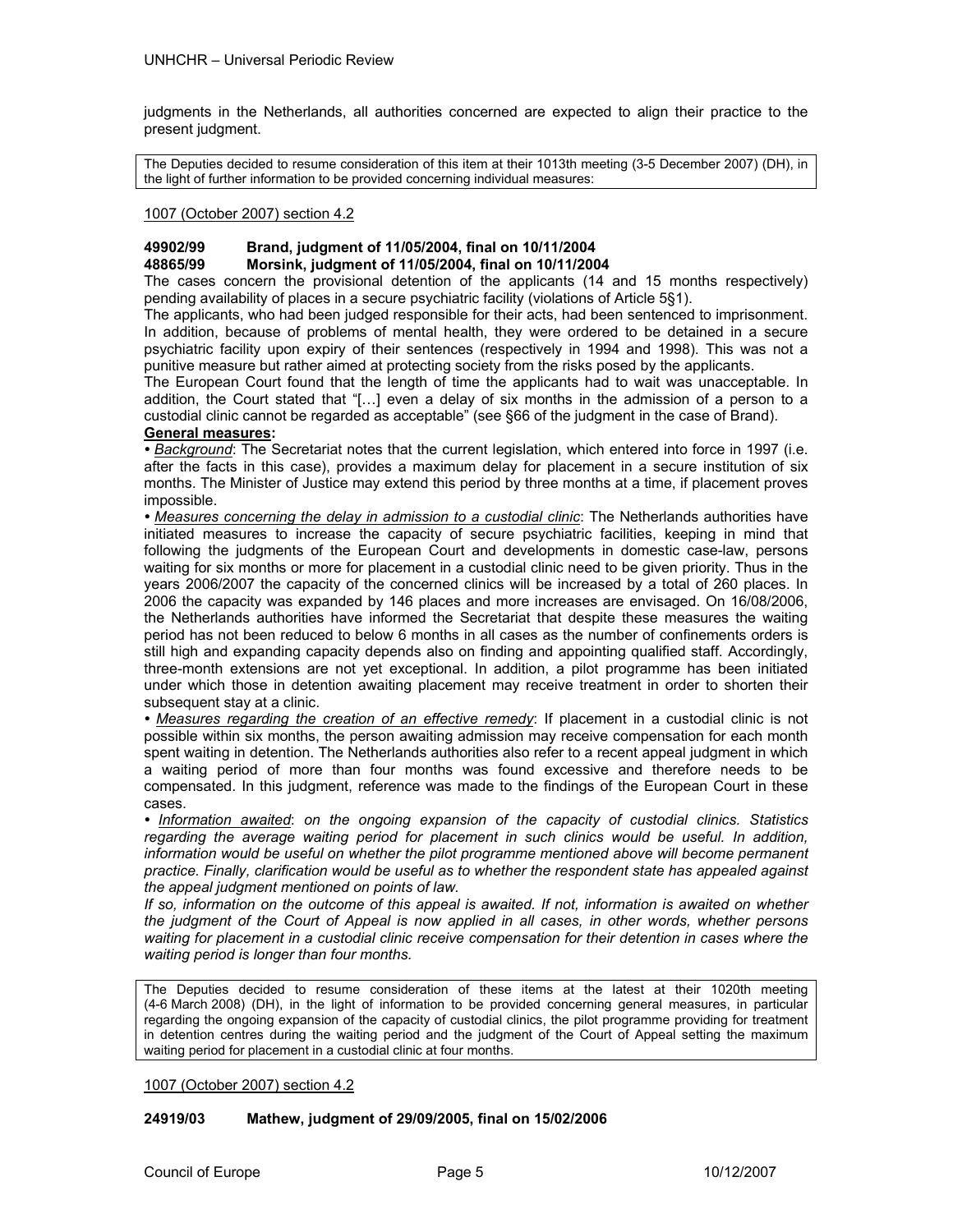judgments in the Netherlands, all authorities concerned are expected to align their practice to the present judgment.

> The Deputies decided to resume consideration of this item at their 1013th meeting (3-5 December 2007) (DH), in the light of further information to be provided concerning individual measures:

<u>1007 (October 2007) section 4.2</u>

**49902/99 Brand, judgment of 11/05/2004, final on 10/11/2004**
**48865/99 Morsink, judgment of 11/05/2004, final on 10/11/2004**

The cases concern the provisional detention of the applicants (14 and 15 months respectively) pending availability of places in a secure psychiatric facility (violations of Article 5§1).

The applicants, who had been judged responsible for their acts, had been sentenced to imprisonment. In addition, because of problems of mental health, they were ordered to be detained in a secure psychiatric facility upon expiry of their sentences (respectively in 1994 and 1998). This was not a punitive measure but rather aimed at protecting society from the risks posed by the applicants.

The European Court found that the length of time the applicants had to wait was unacceptable. In addition, the Court stated that "[…] even a delay of six months in the admission of a person to a custodial clinic cannot be regarded as acceptable" (see §66 of the judgment in the case of Brand).

**<u>General measures</u>:**

• *<u>Background</u>*: The Secretariat notes that the current legislation, which entered into force in 1997 (i.e. after the facts in this case), provides a maximum delay for placement in a secure institution of six months. The Minister of Justice may extend this period by three months at a time, if placement proves impossible.

• *<u>Measures concerning the delay in admission to a custodial clinic</u>*: The Netherlands authorities have initiated measures to increase the capacity of secure psychiatric facilities, keeping in mind that following the judgments of the European Court and developments in domestic case-law, persons waiting for six months or more for placement in a custodial clinic need to be given priority. Thus in the years 2006/2007 the capacity of the concerned clinics will be increased by a total of 260 places. In 2006 the capacity was expanded by 146 places and more increases are envisaged. On 16/08/2006, the Netherlands authorities have informed the Secretariat that despite these measures the waiting period has not been reduced to below 6 months in all cases as the number of confinements orders is still high and expanding capacity depends also on finding and appointing qualified staff. Accordingly, three-month extensions are not yet exceptional. In addition, a pilot programme has been initiated under which those in detention awaiting placement may receive treatment in order to shorten their subsequent stay at a clinic.

• *<u>Measures regarding the creation of an effective remedy</u>*: If placement in a custodial clinic is not possible within six months, the person awaiting admission may receive compensation for each month spent waiting in detention. The Netherlands authorities also refer to a recent appeal judgment in which a waiting period of more than four months was found excessive and therefore needs to be compensated. In this judgment, reference was made to the findings of the European Court in these cases.

• *<u>Information awaited</u>: on the ongoing expansion of the capacity of custodial clinics. Statistics regarding the average waiting period for placement in such clinics would be useful. In addition, information would be useful on whether the pilot programme mentioned above will become permanent practice. Finally, clarification would be useful as to whether the respondent state has appealed against the appeal judgment mentioned on points of law.*

*If so, information on the outcome of this appeal is awaited. If not, information is awaited on whether the judgment of the Court of Appeal is now applied in all cases, in other words, whether persons waiting for placement in a custodial clinic receive compensation for their detention in cases where the waiting period is longer than four months.*

> The Deputies decided to resume consideration of these items at the latest at their 1020th meeting (4-6 March 2008) (DH), in the light of information to be provided concerning general measures, in particular regarding the ongoing expansion of the capacity of custodial clinics, the pilot programme providing for treatment in detention centres during the waiting period and the judgment of the Court of Appeal setting the maximum waiting period for placement in a custodial clinic at four months.

<u>1007 (October 2007) section 4.2</u>

**24919/03 Mathew, judgment of 29/09/2005, final on 15/02/2006**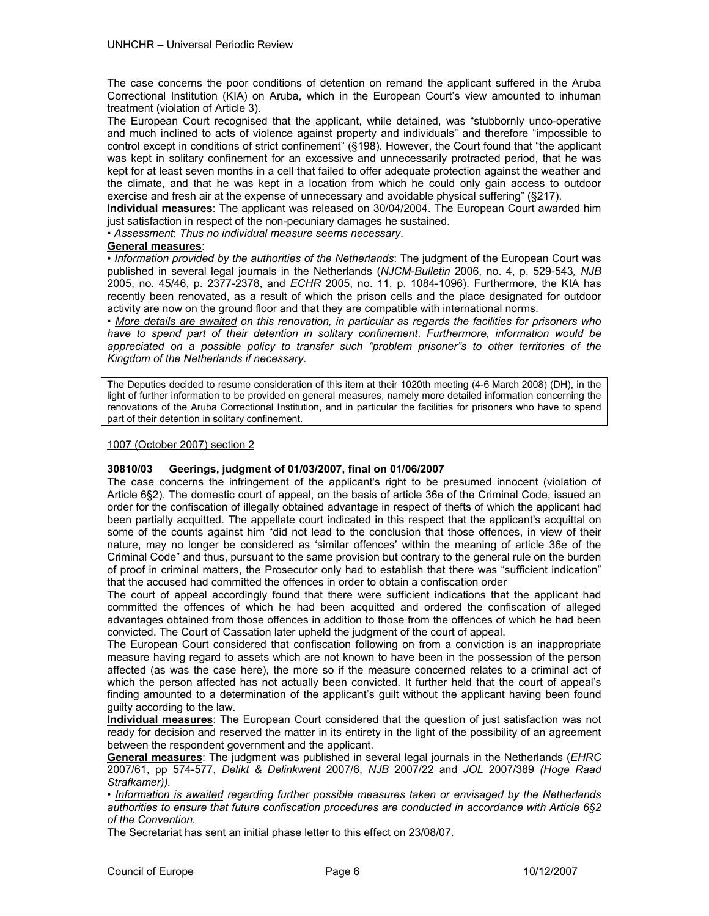The case concerns the poor conditions of detention on remand the applicant suffered in the Aruba Correctional Institution (KIA) on Aruba, which in the European Court's view amounted to inhuman treatment (violation of Article 3).

The European Court recognised that the applicant, while detained, was "stubbornly unco-operative and much inclined to acts of violence against property and individuals" and therefore "impossible to control except in conditions of strict confinement" (§198). However, the Court found that "the applicant was kept in solitary confinement for an excessive and unnecessarily protracted period, that he was kept for at least seven months in a cell that failed to offer adequate protection against the weather and the climate, and that he was kept in a location from which he could only gain access to outdoor exercise and fresh air at the expense of unnecessary and avoidable physical suffering" (§217).

**Individual measures**: The applicant was released on 30/04/2004. The European Court awarded him just satisfaction in respect of the non-pecuniary damages he sustained.

• *Assessment*: *Thus no individual measure seems necessary*.

**General measures**:

• *Information provided by the authorities of the Netherlands*: The judgment of the European Court was published in several legal journals in the Netherlands (*NJCM-Bulletin* 2006, no. 4, p. 529-543*, NJB* 2005, no. 45/46, p. 2377-2378, and *ECHR* 2005, no. 11, p. 1084-1096). Furthermore, the KIA has recently been renovated, as a result of which the prison cells and the place designated for outdoor activity are now on the ground floor and that they are compatible with international norms.

• *More details are awaited on this renovation, in particular as regards the facilities for prisoners who have to spend part of their detention in solitary confinement. Furthermore, information would be appreciated on a possible policy to transfer such "problem prisoner"s to other territories of the Kingdom of the Netherlands if necessary*.

| The Deputies decided to resume consideration of this item at their 1020th meeting (4-6 March 2008) (DH), in the light of further information to be provided on general measures, namely more detailed information concerning the renovations of the Aruba Correctional Institution, and in particular the facilities for prisoners who have to spend part of their detention in solitary confinement. |
| --- |

1007 (October 2007) section 2

**30810/03 Geerings, judgment of 01/03/2007, final on 01/06/2007**

The case concerns the infringement of the applicant's right to be presumed innocent (violation of Article 6§2). The domestic court of appeal, on the basis of article 36e of the Criminal Code, issued an order for the confiscation of illegally obtained advantage in respect of thefts of which the applicant had been partially acquitted. The appellate court indicated in this respect that the applicant's acquittal on some of the counts against him "did not lead to the conclusion that those offences, in view of their nature, may no longer be considered as 'similar offences' within the meaning of article 36e of the Criminal Code" and thus, pursuant to the same provision but contrary to the general rule on the burden of proof in criminal matters, the Prosecutor only had to establish that there was "sufficient indication" that the accused had committed the offences in order to obtain a confiscation order

The court of appeal accordingly found that there were sufficient indications that the applicant had committed the offences of which he had been acquitted and ordered the confiscation of alleged advantages obtained from those offences in addition to those from the offences of which he had been convicted. The Court of Cassation later upheld the judgment of the court of appeal.

The European Court considered that confiscation following on from a conviction is an inappropriate measure having regard to assets which are not known to have been in the possession of the person affected (as was the case here), the more so if the measure concerned relates to a criminal act of which the person affected has not actually been convicted. It further held that the court of appeal's finding amounted to a determination of the applicant's guilt without the applicant having been found guilty according to the law.

**Individual measures**: The European Court considered that the question of just satisfaction was not ready for decision and reserved the matter in its entirety in the light of the possibility of an agreement between the respondent government and the applicant.

**General measures**: The judgment was published in several legal journals in the Netherlands (*EHRC* 2007/61, pp 574-577, *Delikt & Delinkwent* 2007/6, *NJB* 2007/22 and *JOL* 2007/389 *(Hoge Raad Strafkamer)).*

• *Information is awaited regarding further possible measures taken or envisaged by the Netherlands authorities to ensure that future confiscation procedures are conducted in accordance with Article 6§2 of the Convention.*

The Secretariat has sent an initial phase letter to this effect on 23/08/07.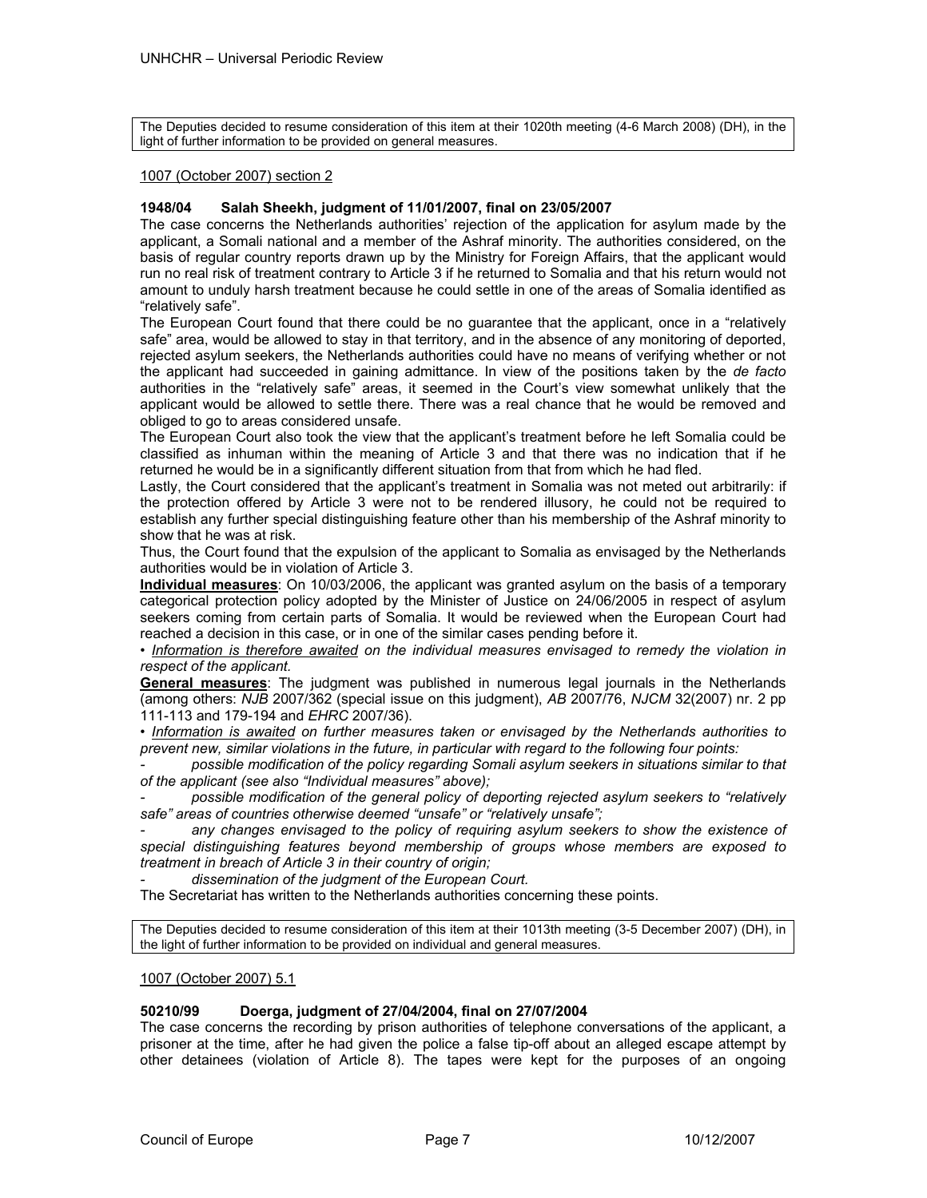The Deputies decided to resume consideration of this item at their 1020th meeting (4-6 March 2008) (DH), in the light of further information to be provided on general measures.

1007 (October 2007) section 2

**1948/04 Salah Sheekh, judgment of 11/01/2007, final on 23/05/2007**

The case concerns the Netherlands authorities' rejection of the application for asylum made by the applicant, a Somali national and a member of the Ashraf minority. The authorities considered, on the basis of regular country reports drawn up by the Ministry for Foreign Affairs, that the applicant would run no real risk of treatment contrary to Article 3 if he returned to Somalia and that his return would not amount to unduly harsh treatment because he could settle in one of the areas of Somalia identified as "relatively safe".

The European Court found that there could be no guarantee that the applicant, once in a "relatively safe" area, would be allowed to stay in that territory, and in the absence of any monitoring of deported, rejected asylum seekers, the Netherlands authorities could have no means of verifying whether or not the applicant had succeeded in gaining admittance. In view of the positions taken by the *de facto* authorities in the "relatively safe" areas, it seemed in the Court's view somewhat unlikely that the applicant would be allowed to settle there. There was a real chance that he would be removed and obliged to go to areas considered unsafe.

The European Court also took the view that the applicant's treatment before he left Somalia could be classified as inhuman within the meaning of Article 3 and that there was no indication that if he returned he would be in a significantly different situation from that from which he had fled.

Lastly, the Court considered that the applicant's treatment in Somalia was not meted out arbitrarily: if the protection offered by Article 3 were not to be rendered illusory, he could not be required to establish any further special distinguishing feature other than his membership of the Ashraf minority to show that he was at risk.

Thus, the Court found that the expulsion of the applicant to Somalia as envisaged by the Netherlands authorities would be in violation of Article 3.

**Individual measures**: On 10/03/2006, the applicant was granted asylum on the basis of a temporary categorical protection policy adopted by the Minister of Justice on 24/06/2005 in respect of asylum seekers coming from certain parts of Somalia. It would be reviewed when the European Court had reached a decision in this case, or in one of the similar cases pending before it.

• *Information is therefore awaited on the individual measures envisaged to remedy the violation in respect of the applicant.*

**General measures**: The judgment was published in numerous legal journals in the Netherlands (among others: *NJB* 2007/362 (special issue on this judgment), *AB* 2007/76, *NJCM* 32(2007) nr. 2 pp 111-113 and 179-194 and *EHRC* 2007/36).

• *Information is awaited on further measures taken or envisaged by the Netherlands authorities to prevent new, similar violations in the future, in particular with regard to the following four points:*

- *possible modification of the policy regarding Somali asylum seekers in situations similar to that of the applicant (see also "Individual measures" above);*
- *possible modification of the general policy of deporting rejected asylum seekers to "relatively safe" areas of countries otherwise deemed "unsafe" or "relatively unsafe";*
- *any changes envisaged to the policy of requiring asylum seekers to show the existence of special distinguishing features beyond membership of groups whose members are exposed to treatment in breach of Article 3 in their country of origin;*
- *dissemination of the judgment of the European Court.*

The Secretariat has written to the Netherlands authorities concerning these points.

The Deputies decided to resume consideration of this item at their 1013th meeting (3-5 December 2007) (DH), in the light of further information to be provided on individual and general measures.

1007 (October 2007) 5.1

**50210/99 Doerga, judgment of 27/04/2004, final on 27/07/2004**

The case concerns the recording by prison authorities of telephone conversations of the applicant, a prisoner at the time, after he had given the police a false tip-off about an alleged escape attempt by other detainees (violation of Article 8). The tapes were kept for the purposes of an ongoing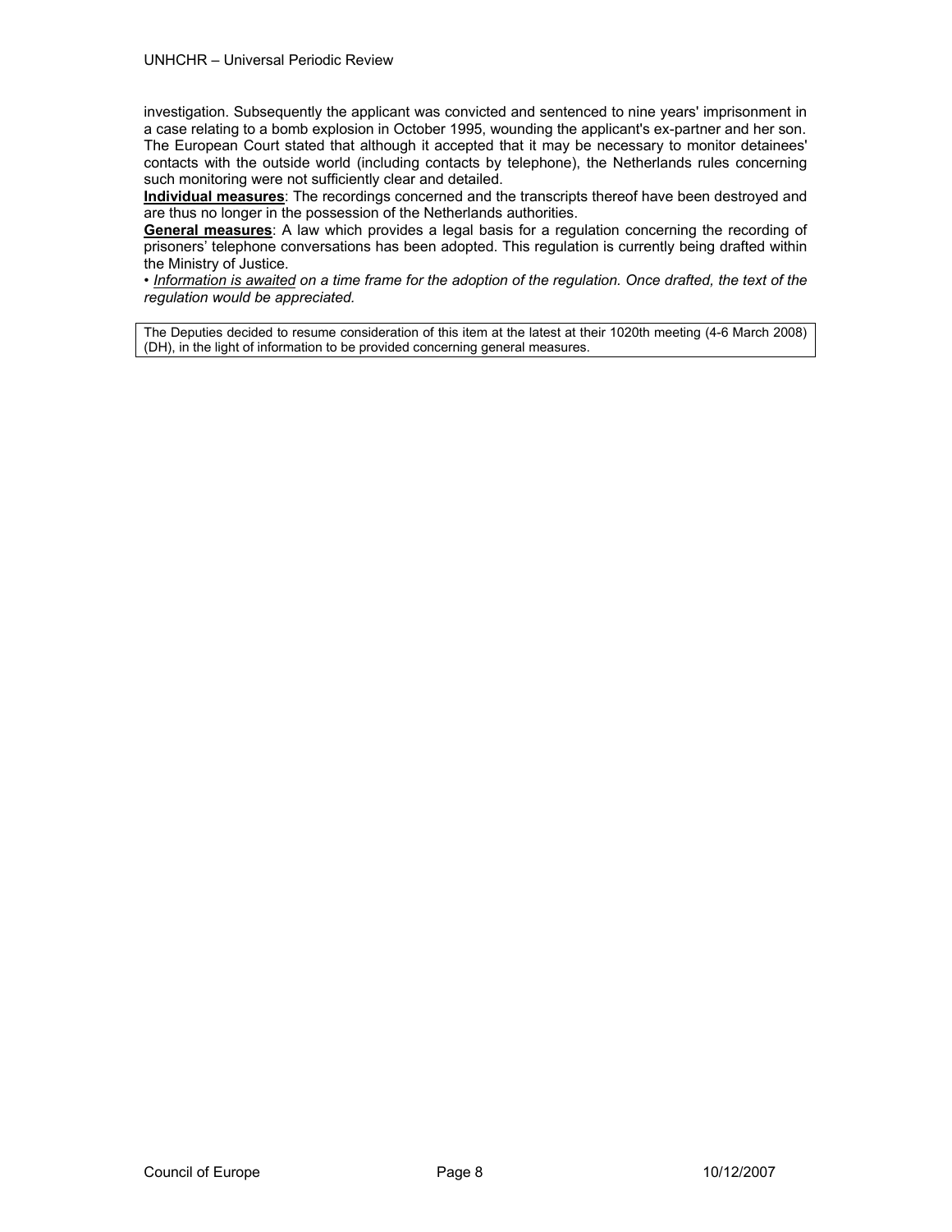investigation. Subsequently the applicant was convicted and sentenced to nine years' imprisonment in a case relating to a bomb explosion in October 1995, wounding the applicant's ex-partner and her son. The European Court stated that although it accepted that it may be necessary to monitor detainees' contacts with the outside world (including contacts by telephone), the Netherlands rules concerning such monitoring were not sufficiently clear and detailed.

**Individual measures**: The recordings concerned and the transcripts thereof have been destroyed and are thus no longer in the possession of the Netherlands authorities.

**General measures**: A law which provides a legal basis for a regulation concerning the recording of prisoners' telephone conversations has been adopted. This regulation is currently being drafted within the Ministry of Justice.

• *Information is awaited on a time frame for the adoption of the regulation. Once drafted, the text of the regulation would be appreciated.*

| |
|---|
| The Deputies decided to resume consideration of this item at the latest at their 1020th meeting (4-6 March 2008) (DH), in the light of information to be provided concerning general measures. |